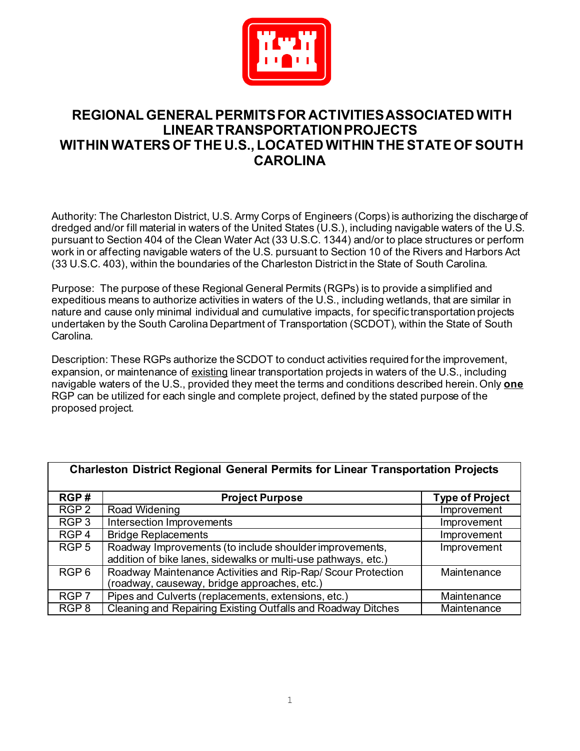# REGIONAL GENERAL PERMITS FOR ACTIVITIES ASSOCIATED WITH LINEAR TRANSPORTATION PROJECTS WITHIN WATERS OF THE U.S., LOCATED WITHIN THE STATE OF SOUTH CAROLINA

Authority: The Charleston District, U.S. Army Corps of Engineers (Corps) is authorizing the discharge of dredged and/or fill material in waters of the United States (U.S.), including navigable waters of the U.S. pursuant to Section 404 of the Clean Water Act (33 U.S.C. 1344) and/or to place structures or perform work in or affecting navigable waters of the U.S. pursuant to Section 10 of the Rivers and Harbors Act (33 U.S.C. 403), within the boundaries of the Charleston District in the State of South Carolina.

Purpose: The purpose of these Regional General Permits (RGPs) is to provide a simplified and expeditious means to authorize activities in waters of the U.S., including wetlands, that are similar in nature and cause only minimal individual and cumulative impacts, for specific transportation projects undertaken by the South Carolina Department of Transportation (SCDOT), within the State of South Carolina.

Description: These RGPs authorize the SCDOT to conduct activities required for the improvement, expansion, or maintenance of existing linear transportation projects in waters of the U.S., including navigable waters of the U.S., provided they meet the terms and conditions described herein. Only **one** RGP can be utilized for each single and complete project, defined by the stated purpose of the proposed project.

**Charleston District Regional General Permits for Linear Transportation Projects**

| RGP # | Project Purpose | Type of Project |
|---|---|---|
| RGP 2 | Road Widening | Improvement |
| RGP 3 | Intersection Improvements | Improvement |
| RGP 4 | Bridge Replacements | Improvement |
| RGP 5 | Roadway Improvements (to include shoulder improvements, addition of bike lanes, sidewalks or multi-use pathways, etc.) | Improvement |
| RGP 6 | Roadway Maintenance Activities and Rip-Rap/ Scour Protection (roadway, causeway, bridge approaches, etc.) | Maintenance |
| RGP 7 | Pipes and Culverts (replacements, extensions, etc.) | Maintenance |
| RGP 8 | Cleaning and Repairing Existing Outfalls and Roadway Ditches | Maintenance |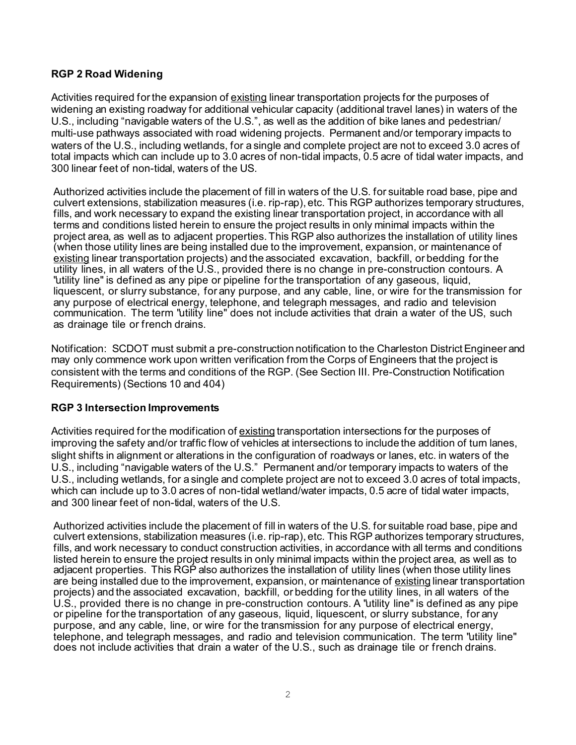### RGP 2 Road Widening

Activities required for the expansion of <u>existing</u> linear transportation projects for the purposes of widening an existing roadway for additional vehicular capacity (additional travel lanes) in waters of the U.S., including "navigable waters of the U.S.", as well as the addition of bike lanes and pedestrian/ multi-use pathways associated with road widening projects. Permanent and/or temporary impacts to waters of the U.S., including wetlands, for a single and complete project are not to exceed 3.0 acres of total impacts which can include up to 3.0 acres of non-tidal impacts, 0.5 acre of tidal water impacts, and 300 linear feet of non-tidal, waters of the US.

Authorized activities include the placement of fill in waters of the U.S. for suitable road base, pipe and culvert extensions, stabilization measures (i.e. rip-rap), etc. This RGP authorizes temporary structures, fills, and work necessary to expand the existing linear transportation project, in accordance with all terms and conditions listed herein to ensure the project results in only minimal impacts within the project area, as well as to adjacent properties. This RGP also authorizes the installation of utility lines (when those utility lines are being installed due to the improvement, expansion, or maintenance of <u>existing</u> linear transportation projects) and the associated excavation, backfill, or bedding for the utility lines, in all waters of the U.S., provided there is no change in pre-construction contours. A "utility line" is defined as any pipe or pipeline for the transportation of any gaseous, liquid, liquescent, or slurry substance, for any purpose, and any cable, line, or wire for the transmission for any purpose of electrical energy, telephone, and telegraph messages, and radio and television communication. The term "utility line" does not include activities that drain a water of the US, such as drainage tile or french drains.

Notification: SCDOT must submit a pre-construction notification to the Charleston District Engineer and may only commence work upon written verification from the Corps of Engineers that the project is consistent with the terms and conditions of the RGP. (See Section III. Pre-Construction Notification Requirements) (Sections 10 and 404)

### RGP 3 Intersection Improvements

Activities required for the modification of <u>existing</u> transportation intersections for the purposes of improving the safety and/or traffic flow of vehicles at intersections to include the addition of turn lanes, slight shifts in alignment or alterations in the configuration of roadways or lanes, etc. in waters of the U.S., including "navigable waters of the U.S." Permanent and/or temporary impacts to waters of the U.S., including wetlands, for a single and complete project are not to exceed 3.0 acres of total impacts, which can include up to 3.0 acres of non-tidal wetland/water impacts, 0.5 acre of tidal water impacts, and 300 linear feet of non-tidal, waters of the U.S.

Authorized activities include the placement of fill in waters of the U.S. for suitable road base, pipe and culvert extensions, stabilization measures (i.e. rip-rap), etc. This RGP authorizes temporary structures, fills, and work necessary to conduct construction activities, in accordance with all terms and conditions listed herein to ensure the project results in only minimal impacts within the project area, as well as to adjacent properties. This RGP also authorizes the installation of utility lines (when those utility lines are being installed due to the improvement, expansion, or maintenance of <u>existing</u> linear transportation projects) and the associated excavation, backfill, or bedding for the utility lines, in all waters of the U.S., provided there is no change in pre-construction contours. A "utility line" is defined as any pipe or pipeline for the transportation of any gaseous, liquid, liquescent, or slurry substance, for any purpose, and any cable, line, or wire for the transmission for any purpose of electrical energy, telephone, and telegraph messages, and radio and television communication. The term "utility line" does not include activities that drain a water of the U.S., such as drainage tile or french drains.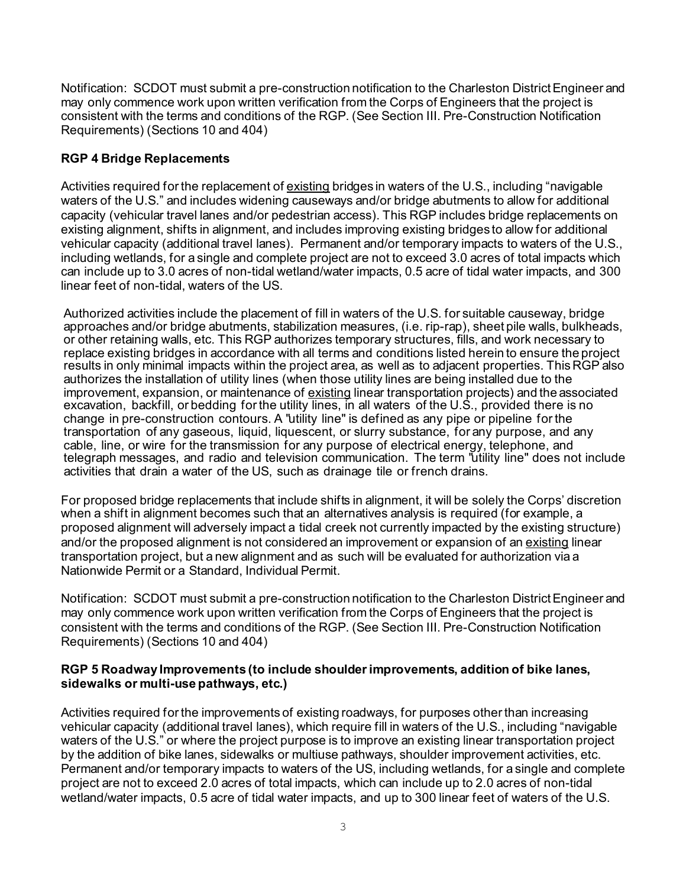Notification: SCDOT must submit a pre-construction notification to the Charleston District Engineer and may only commence work upon written verification from the Corps of Engineers that the project is consistent with the terms and conditions of the RGP. (See Section III. Pre-Construction Notification Requirements) (Sections 10 and 404)

**RGP 4 Bridge Replacements**

Activities required for the replacement of existing bridges in waters of the U.S., including "navigable waters of the U.S." and includes widening causeways and/or bridge abutments to allow for additional capacity (vehicular travel lanes and/or pedestrian access). This RGP includes bridge replacements on existing alignment, shifts in alignment, and includes improving existing bridges to allow for additional vehicular capacity (additional travel lanes). Permanent and/or temporary impacts to waters of the U.S., including wetlands, for a single and complete project are not to exceed 3.0 acres of total impacts which can include up to 3.0 acres of non-tidal wetland/water impacts, 0.5 acre of tidal water impacts, and 300 linear feet of non-tidal, waters of the US.

Authorized activities include the placement of fill in waters of the U.S. for suitable causeway, bridge approaches and/or bridge abutments, stabilization measures, (i.e. rip-rap), sheet pile walls, bulkheads, or other retaining walls, etc. This RGP authorizes temporary structures, fills, and work necessary to replace existing bridges in accordance with all terms and conditions listed herein to ensure the project results in only minimal impacts within the project area, as well as to adjacent properties. This RGP also authorizes the installation of utility lines (when those utility lines are being installed due to the improvement, expansion, or maintenance of existing linear transportation projects) and the associated excavation, backfill, or bedding for the utility lines, in all waters of the U.S., provided there is no change in pre-construction contours. A "utility line" is defined as any pipe or pipeline for the transportation of any gaseous, liquid, liquescent, or slurry substance, for any purpose, and any cable, line, or wire for the transmission for any purpose of electrical energy, telephone, and telegraph messages, and radio and television communication. The term "utility line" does not include activities that drain a water of the US, such as drainage tile or french drains.

For proposed bridge replacements that include shifts in alignment, it will be solely the Corps' discretion when a shift in alignment becomes such that an alternatives analysis is required (for example, a proposed alignment will adversely impact a tidal creek not currently impacted by the existing structure) and/or the proposed alignment is not considered an improvement or expansion of an existing linear transportation project, but a new alignment and as such will be evaluated for authorization via a Nationwide Permit or a Standard, Individual Permit.

Notification: SCDOT must submit a pre-construction notification to the Charleston District Engineer and may only commence work upon written verification from the Corps of Engineers that the project is consistent with the terms and conditions of the RGP. (See Section III. Pre-Construction Notification Requirements) (Sections 10 and 404)

**RGP 5 Roadway Improvements (to include shoulder improvements, addition of bike lanes, sidewalks or multi-use pathways, etc.)**

Activities required for the improvements of existing roadways, for purposes other than increasing vehicular capacity (additional travel lanes), which require fill in waters of the U.S., including "navigable waters of the U.S." or where the project purpose is to improve an existing linear transportation project by the addition of bike lanes, sidewalks or multiuse pathways, shoulder improvement activities, etc. Permanent and/or temporary impacts to waters of the US, including wetlands, for a single and complete project are not to exceed 2.0 acres of total impacts, which can include up to 2.0 acres of non-tidal wetland/water impacts, 0.5 acre of tidal water impacts, and up to 300 linear feet of waters of the U.S.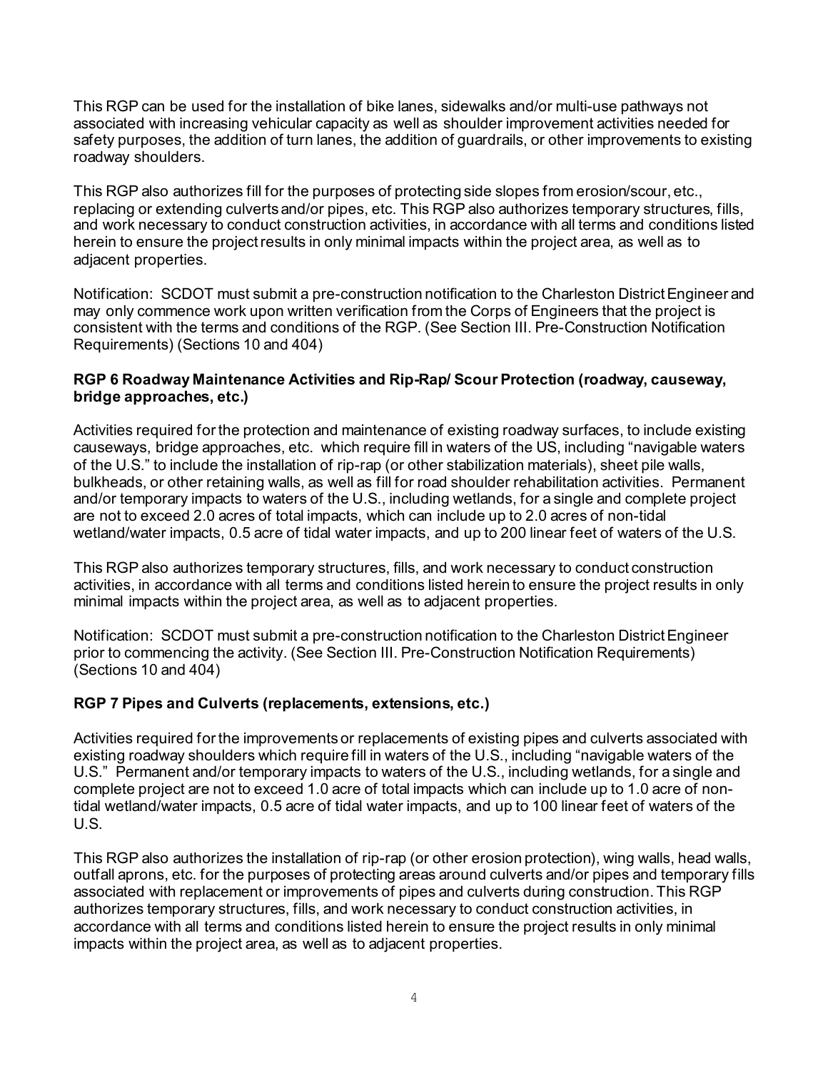This RGP can be used for the installation of bike lanes, sidewalks and/or multi-use pathways not associated with increasing vehicular capacity as well as shoulder improvement activities needed for safety purposes, the addition of turn lanes, the addition of guardrails, or other improvements to existing roadway shoulders.

This RGP also authorizes fill for the purposes of protecting side slopes from erosion/scour, etc., replacing or extending culverts and/or pipes, etc. This RGP also authorizes temporary structures, fills, and work necessary to conduct construction activities, in accordance with all terms and conditions listed herein to ensure the project results in only minimal impacts within the project area, as well as to adjacent properties.

Notification: SCDOT must submit a pre-construction notification to the Charleston District Engineer and may only commence work upon written verification from the Corps of Engineers that the project is consistent with the terms and conditions of the RGP. (See Section III. Pre-Construction Notification Requirements) (Sections 10 and 404)

**RGP 6 Roadway Maintenance Activities and Rip-Rap/ Scour Protection (roadway, causeway, bridge approaches, etc.)**

Activities required for the protection and maintenance of existing roadway surfaces, to include existing causeways, bridge approaches, etc. which require fill in waters of the US, including "navigable waters of the U.S." to include the installation of rip-rap (or other stabilization materials), sheet pile walls, bulkheads, or other retaining walls, as well as fill for road shoulder rehabilitation activities. Permanent and/or temporary impacts to waters of the U.S., including wetlands, for a single and complete project are not to exceed 2.0 acres of total impacts, which can include up to 2.0 acres of non-tidal wetland/water impacts, 0.5 acre of tidal water impacts, and up to 200 linear feet of waters of the U.S.

This RGP also authorizes temporary structures, fills, and work necessary to conduct construction activities, in accordance with all terms and conditions listed herein to ensure the project results in only minimal impacts within the project area, as well as to adjacent properties.

Notification: SCDOT must submit a pre-construction notification to the Charleston District Engineer prior to commencing the activity. (See Section III. Pre-Construction Notification Requirements) (Sections 10 and 404)

**RGP 7 Pipes and Culverts (replacements, extensions, etc.)**

Activities required for the improvements or replacements of existing pipes and culverts associated with existing roadway shoulders which require fill in waters of the U.S., including "navigable waters of the U.S." Permanent and/or temporary impacts to waters of the U.S., including wetlands, for a single and complete project are not to exceed 1.0 acre of total impacts which can include up to 1.0 acre of non-tidal wetland/water impacts, 0.5 acre of tidal water impacts, and up to 100 linear feet of waters of the U.S.

This RGP also authorizes the installation of rip-rap (or other erosion protection), wing walls, head walls, outfall aprons, etc. for the purposes of protecting areas around culverts and/or pipes and temporary fills associated with replacement or improvements of pipes and culverts during construction. This RGP authorizes temporary structures, fills, and work necessary to conduct construction activities, in accordance with all terms and conditions listed herein to ensure the project results in only minimal impacts within the project area, as well as to adjacent properties.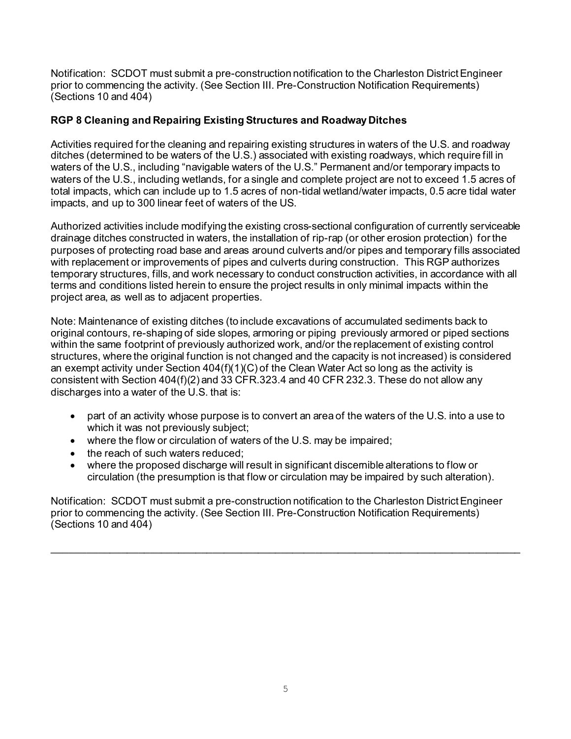Notification: SCDOT must submit a pre-construction notification to the Charleston District Engineer prior to commencing the activity. (See Section III. Pre-Construction Notification Requirements) (Sections 10 and 404)

**RGP 8 Cleaning and Repairing Existing Structures and Roadway Ditches**

Activities required for the cleaning and repairing existing structures in waters of the U.S. and roadway ditches (determined to be waters of the U.S.) associated with existing roadways, which require fill in waters of the U.S., including "navigable waters of the U.S." Permanent and/or temporary impacts to waters of the U.S., including wetlands, for a single and complete project are not to exceed 1.5 acres of total impacts, which can include up to 1.5 acres of non-tidal wetland/water impacts, 0.5 acre tidal water impacts, and up to 300 linear feet of waters of the US.

Authorized activities include modifying the existing cross-sectional configuration of currently serviceable drainage ditches constructed in waters, the installation of rip-rap (or other erosion protection) for the purposes of protecting road base and areas around culverts and/or pipes and temporary fills associated with replacement or improvements of pipes and culverts during construction. This RGP authorizes temporary structures, fills, and work necessary to conduct construction activities, in accordance with all terms and conditions listed herein to ensure the project results in only minimal impacts within the project area, as well as to adjacent properties.

Note: Maintenance of existing ditches (to include excavations of accumulated sediments back to original contours, re-shaping of side slopes, armoring or piping previously armored or piped sections within the same footprint of previously authorized work, and/or the replacement of existing control structures, where the original function is not changed and the capacity is not increased) is considered an exempt activity under Section 404(f)(1)(C) of the Clean Water Act so long as the activity is consistent with Section 404(f)(2) and 33 CFR.323.4 and 40 CFR 232.3. These do not allow any discharges into a water of the U.S. that is:

- part of an activity whose purpose is to convert an area of the waters of the U.S. into a use to which it was not previously subject;
- where the flow or circulation of waters of the U.S. may be impaired;
- the reach of such waters reduced;
- where the proposed discharge will result in significant discernible alterations to flow or circulation (the presumption is that flow or circulation may be impaired by such alteration).

Notification: SCDOT must submit a pre-construction notification to the Charleston District Engineer prior to commencing the activity. (See Section III. Pre-Construction Notification Requirements) (Sections 10 and 404)

---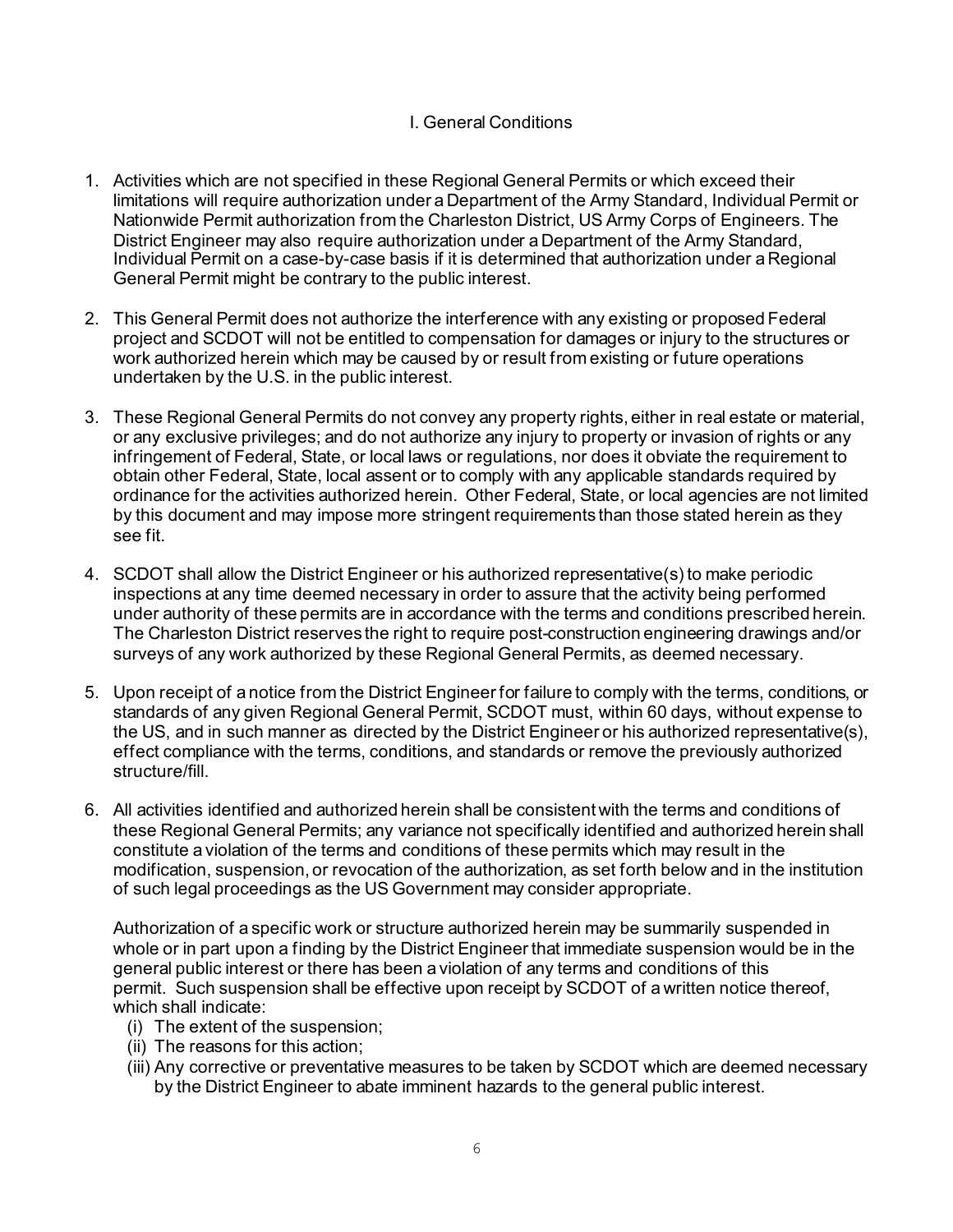# I. General Conditions

1. Activities which are not specified in these Regional General Permits or which exceed their limitations will require authorization under a Department of the Army Standard, Individual Permit or Nationwide Permit authorization from the Charleston District, US Army Corps of Engineers. The District Engineer may also require authorization under a Department of the Army Standard, Individual Permit on a case-by-case basis if it is determined that authorization under a Regional General Permit might be contrary to the public interest.

2. This General Permit does not authorize the interference with any existing or proposed Federal project and SCDOT will not be entitled to compensation for damages or injury to the structures or work authorized herein which may be caused by or result from existing or future operations undertaken by the U.S. in the public interest.

3. These Regional General Permits do not convey any property rights, either in real estate or material, or any exclusive privileges; and do not authorize any injury to property or invasion of rights or any infringement of Federal, State, or local laws or regulations, nor does it obviate the requirement to obtain other Federal, State, local assent or to comply with any applicable standards required by ordinance for the activities authorized herein. Other Federal, State, or local agencies are not limited by this document and may impose more stringent requirements than those stated herein as they see fit.

4. SCDOT shall allow the District Engineer or his authorized representative(s) to make periodic inspections at any time deemed necessary in order to assure that the activity being performed under authority of these permits are in accordance with the terms and conditions prescribed herein. The Charleston District reserves the right to require post-construction engineering drawings and/or surveys of any work authorized by these Regional General Permits, as deemed necessary.

5. Upon receipt of a notice from the District Engineer for failure to comply with the terms, conditions, or standards of any given Regional General Permit, SCDOT must, within 60 days, without expense to the US, and in such manner as directed by the District Engineer or his authorized representative(s), effect compliance with the terms, conditions, and standards or remove the previously authorized structure/fill.

6. All activities identified and authorized herein shall be consistent with the terms and conditions of these Regional General Permits; any variance not specifically identified and authorized herein shall constitute a violation of the terms and conditions of these permits which may result in the modification, suspension, or revocation of the authorization, as set forth below and in the institution of such legal proceedings as the US Government may consider appropriate.

   Authorization of a specific work or structure authorized herein may be summarily suspended in whole or in part upon a finding by the District Engineer that immediate suspension would be in the general public interest or there has been a violation of any terms and conditions of this permit. Such suspension shall be effective upon receipt by SCDOT of a written notice thereof, which shall indicate:

   (i) The extent of the suspension;
   (ii) The reasons for this action;
   (iii) Any corrective or preventative measures to be taken by SCDOT which are deemed necessary by the District Engineer to abate imminent hazards to the general public interest.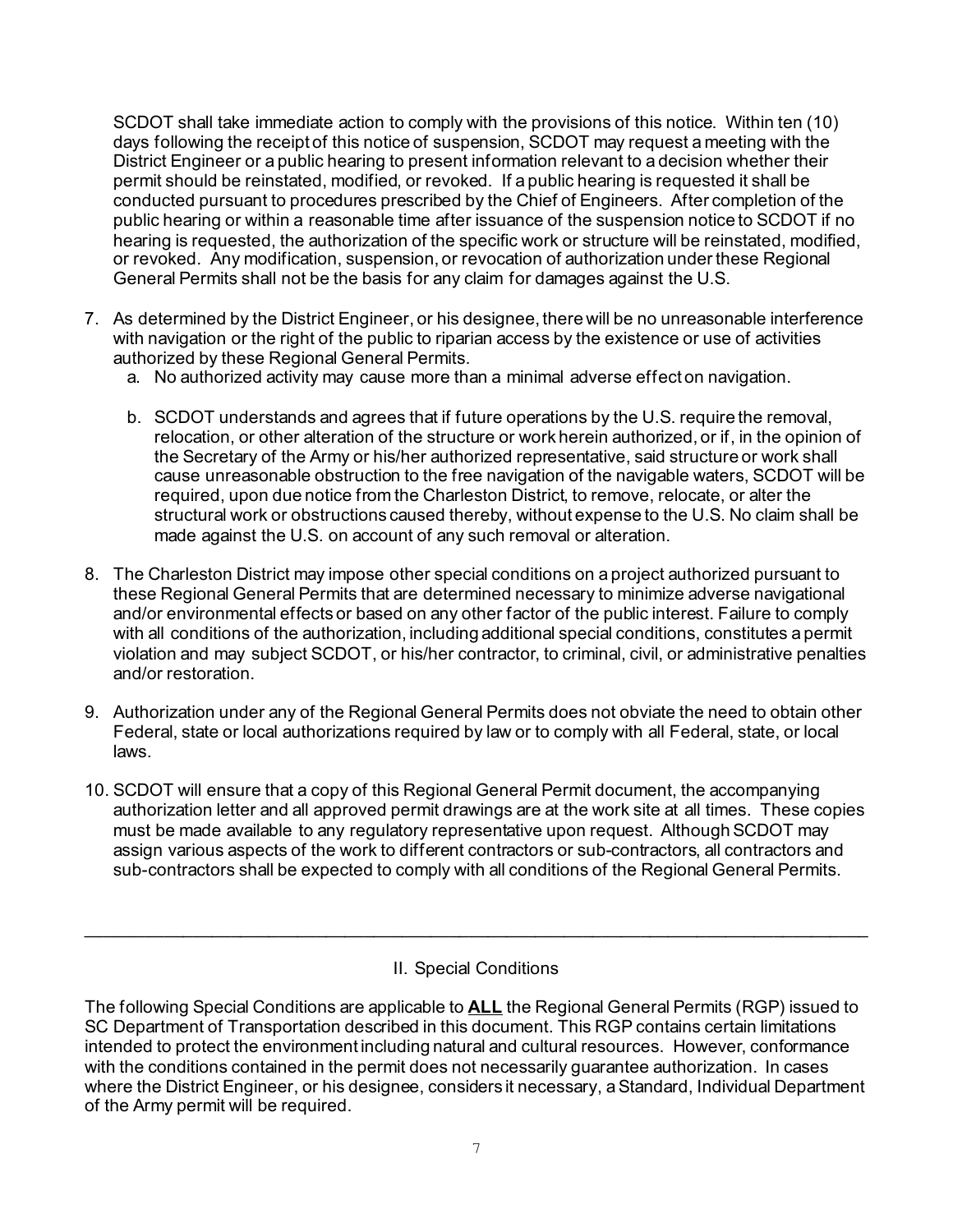SCDOT shall take immediate action to comply with the provisions of this notice. Within ten (10) days following the receipt of this notice of suspension, SCDOT may request a meeting with the District Engineer or a public hearing to present information relevant to a decision whether their permit should be reinstated, modified, or revoked. If a public hearing is requested it shall be conducted pursuant to procedures prescribed by the Chief of Engineers. After completion of the public hearing or within a reasonable time after issuance of the suspension notice to SCDOT if no hearing is requested, the authorization of the specific work or structure will be reinstated, modified, or revoked. Any modification, suspension, or revocation of authorization under these Regional General Permits shall not be the basis for any claim for damages against the U.S.

7. As determined by the District Engineer, or his designee, there will be no unreasonable interference with navigation or the right of the public to riparian access by the existence or use of activities authorized by these Regional General Permits.
   a. No authorized activity may cause more than a minimal adverse effect on navigation.

   b. SCDOT understands and agrees that if future operations by the U.S. require the removal, relocation, or other alteration of the structure or work herein authorized, or if, in the opinion of the Secretary of the Army or his/her authorized representative, said structure or work shall cause unreasonable obstruction to the free navigation of the navigable waters, SCDOT will be required, upon due notice from the Charleston District, to remove, relocate, or alter the structural work or obstructions caused thereby, without expense to the U.S. No claim shall be made against the U.S. on account of any such removal or alteration.

8. The Charleston District may impose other special conditions on a project authorized pursuant to these Regional General Permits that are determined necessary to minimize adverse navigational and/or environmental effects or based on any other factor of the public interest. Failure to comply with all conditions of the authorization, including additional special conditions, constitutes a permit violation and may subject SCDOT, or his/her contractor, to criminal, civil, or administrative penalties and/or restoration.

9. Authorization under any of the Regional General Permits does not obviate the need to obtain other Federal, state or local authorizations required by law or to comply with all Federal, state, or local laws.

10. SCDOT will ensure that a copy of this Regional General Permit document, the accompanying authorization letter and all approved permit drawings are at the work site at all times. These copies must be made available to any regulatory representative upon request. Although SCDOT may assign various aspects of the work to different contractors or sub-contractors, all contractors and sub-contractors shall be expected to comply with all conditions of the Regional General Permits.

---

## II. Special Conditions

The following Special Conditions are applicable to **ALL** the Regional General Permits (RGP) issued to SC Department of Transportation described in this document. This RGP contains certain limitations intended to protect the environment including natural and cultural resources. However, conformance with the conditions contained in the permit does not necessarily guarantee authorization. In cases where the District Engineer, or his designee, considers it necessary, a Standard, Individual Department of the Army permit will be required.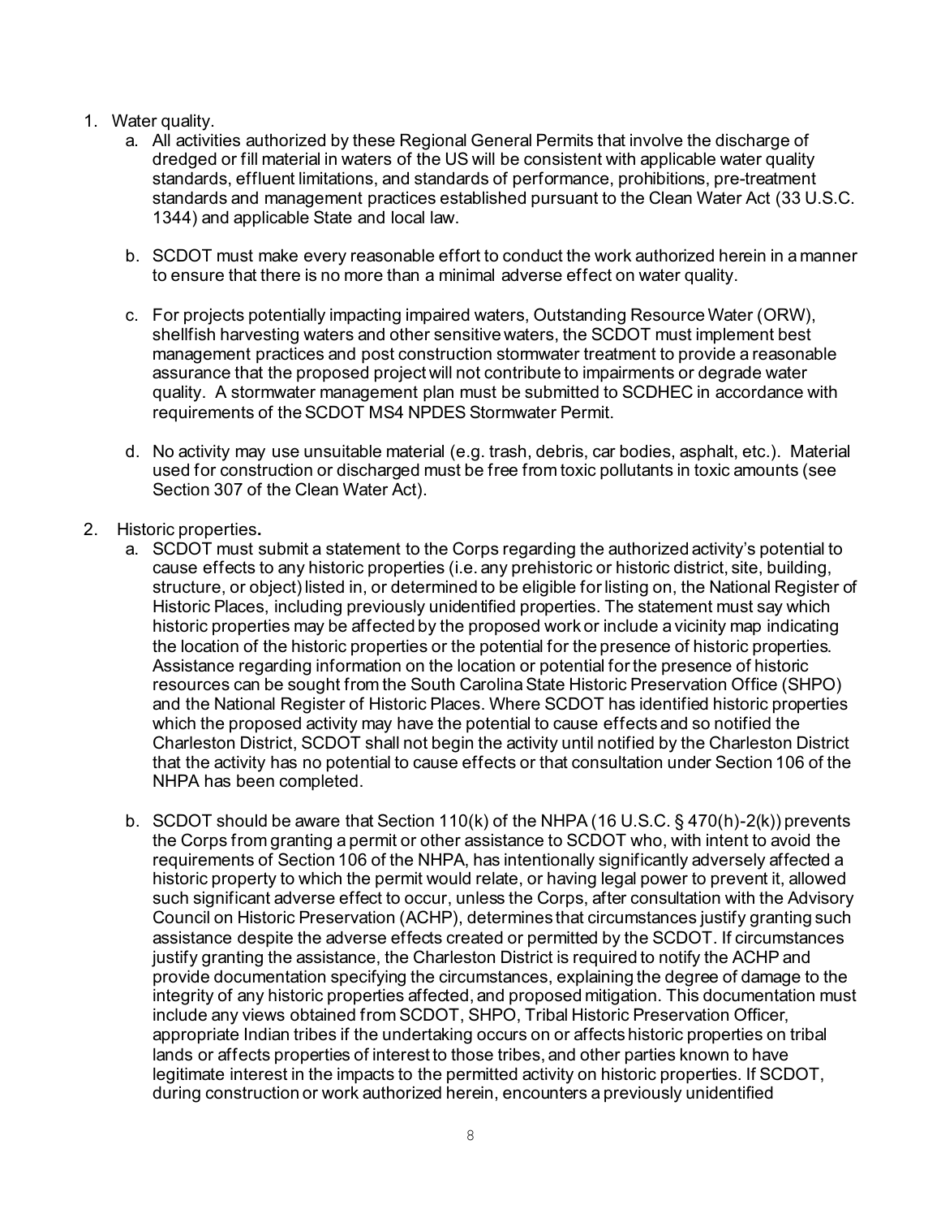1. Water quality.
    a. All activities authorized by these Regional General Permits that involve the discharge of dredged or fill material in waters of the US will be consistent with applicable water quality standards, effluent limitations, and standards of performance, prohibitions, pre-treatment standards and management practices established pursuant to the Clean Water Act (33 U.S.C. 1344) and applicable State and local law.

    b. SCDOT must make every reasonable effort to conduct the work authorized herein in a manner to ensure that there is no more than a minimal adverse effect on water quality.

    c. For projects potentially impacting impaired waters, Outstanding Resource Water (ORW), shellfish harvesting waters and other sensitive waters, the SCDOT must implement best management practices and post construction stormwater treatment to provide a reasonable assurance that the proposed project will not contribute to impairments or degrade water quality. A stormwater management plan must be submitted to SCDHEC in accordance with requirements of the SCDOT MS4 NPDES Stormwater Permit.

    d. No activity may use unsuitable material (e.g. trash, debris, car bodies, asphalt, etc.). Material used for construction or discharged must be free from toxic pollutants in toxic amounts (see Section 307 of the Clean Water Act).

2. Historic properties**.**
    a. SCDOT must submit a statement to the Corps regarding the authorized activity's potential to cause effects to any historic properties (i.e. any prehistoric or historic district, site, building, structure, or object) listed in, or determined to be eligible for listing on, the National Register of Historic Places, including previously unidentified properties. The statement must say which historic properties may be affected by the proposed work or include a vicinity map indicating the location of the historic properties or the potential for the presence of historic properties. Assistance regarding information on the location or potential for the presence of historic resources can be sought from the South Carolina State Historic Preservation Office (SHPO) and the National Register of Historic Places. Where SCDOT has identified historic properties which the proposed activity may have the potential to cause effects and so notified the Charleston District, SCDOT shall not begin the activity until notified by the Charleston District that the activity has no potential to cause effects or that consultation under Section 106 of the NHPA has been completed.

    b. SCDOT should be aware that Section 110(k) of the NHPA (16 U.S.C. § 470(h)-2(k)) prevents the Corps from granting a permit or other assistance to SCDOT who, with intent to avoid the requirements of Section 106 of the NHPA, has intentionally significantly adversely affected a historic property to which the permit would relate, or having legal power to prevent it, allowed such significant adverse effect to occur, unless the Corps, after consultation with the Advisory Council on Historic Preservation (ACHP), determines that circumstances justify granting such assistance despite the adverse effects created or permitted by the SCDOT. If circumstances justify granting the assistance, the Charleston District is required to notify the ACHP and provide documentation specifying the circumstances, explaining the degree of damage to the integrity of any historic properties affected, and proposed mitigation. This documentation must include any views obtained from SCDOT, SHPO, Tribal Historic Preservation Officer, appropriate Indian tribes if the undertaking occurs on or affects historic properties on tribal lands or affects properties of interest to those tribes, and other parties known to have legitimate interest in the impacts to the permitted activity on historic properties. If SCDOT, during construction or work authorized herein, encounters a previously unidentified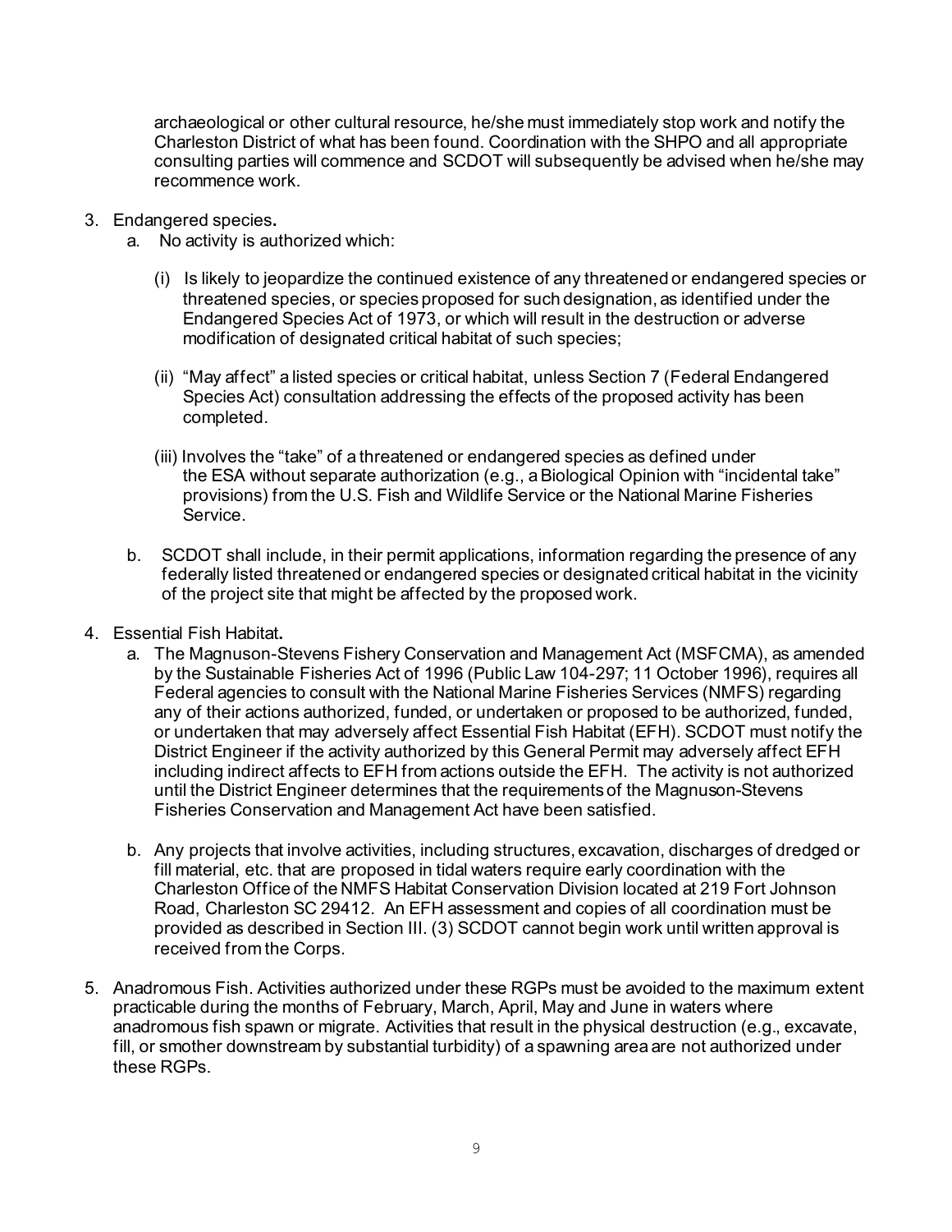archaeological or other cultural resource, he/she must immediately stop work and notify the Charleston District of what has been found. Coordination with the SHPO and all appropriate consulting parties will commence and SCDOT will subsequently be advised when he/she may recommence work.

3. Endangered species**.**
   a. No activity is authorized which:

      (i) Is likely to jeopardize the continued existence of any threatened or endangered species or threatened species, or species proposed for such designation, as identified under the Endangered Species Act of 1973, or which will result in the destruction or adverse modification of designated critical habitat of such species;

      (ii) "May affect" a listed species or critical habitat, unless Section 7 (Federal Endangered Species Act) consultation addressing the effects of the proposed activity has been completed.

      (iii) Involves the "take" of a threatened or endangered species as defined under the ESA without separate authorization (e.g., a Biological Opinion with "incidental take" provisions) from the U.S. Fish and Wildlife Service or the National Marine Fisheries Service.

   b. SCDOT shall include, in their permit applications, information regarding the presence of any federally listed threatened or endangered species or designated critical habitat in the vicinity of the project site that might be affected by the proposed work.

4. Essential Fish Habitat**.**
   a. The Magnuson-Stevens Fishery Conservation and Management Act (MSFCMA), as amended by the Sustainable Fisheries Act of 1996 (Public Law 104-297; 11 October 1996), requires all Federal agencies to consult with the National Marine Fisheries Services (NMFS) regarding any of their actions authorized, funded, or undertaken or proposed to be authorized, funded, or undertaken that may adversely affect Essential Fish Habitat (EFH). SCDOT must notify the District Engineer if the activity authorized by this General Permit may adversely affect EFH including indirect affects to EFH from actions outside the EFH. The activity is not authorized until the District Engineer determines that the requirements of the Magnuson-Stevens Fisheries Conservation and Management Act have been satisfied.

   b. Any projects that involve activities, including structures, excavation, discharges of dredged or fill material, etc. that are proposed in tidal waters require early coordination with the Charleston Office of the NMFS Habitat Conservation Division located at 219 Fort Johnson Road, Charleston SC 29412. An EFH assessment and copies of all coordination must be provided as described in Section III. (3) SCDOT cannot begin work until written approval is received from the Corps.

5. Anadromous Fish. Activities authorized under these RGPs must be avoided to the maximum extent practicable during the months of February, March, April, May and June in waters where anadromous fish spawn or migrate. Activities that result in the physical destruction (e.g., excavate, fill, or smother downstream by substantial turbidity) of a spawning area are not authorized under these RGPs.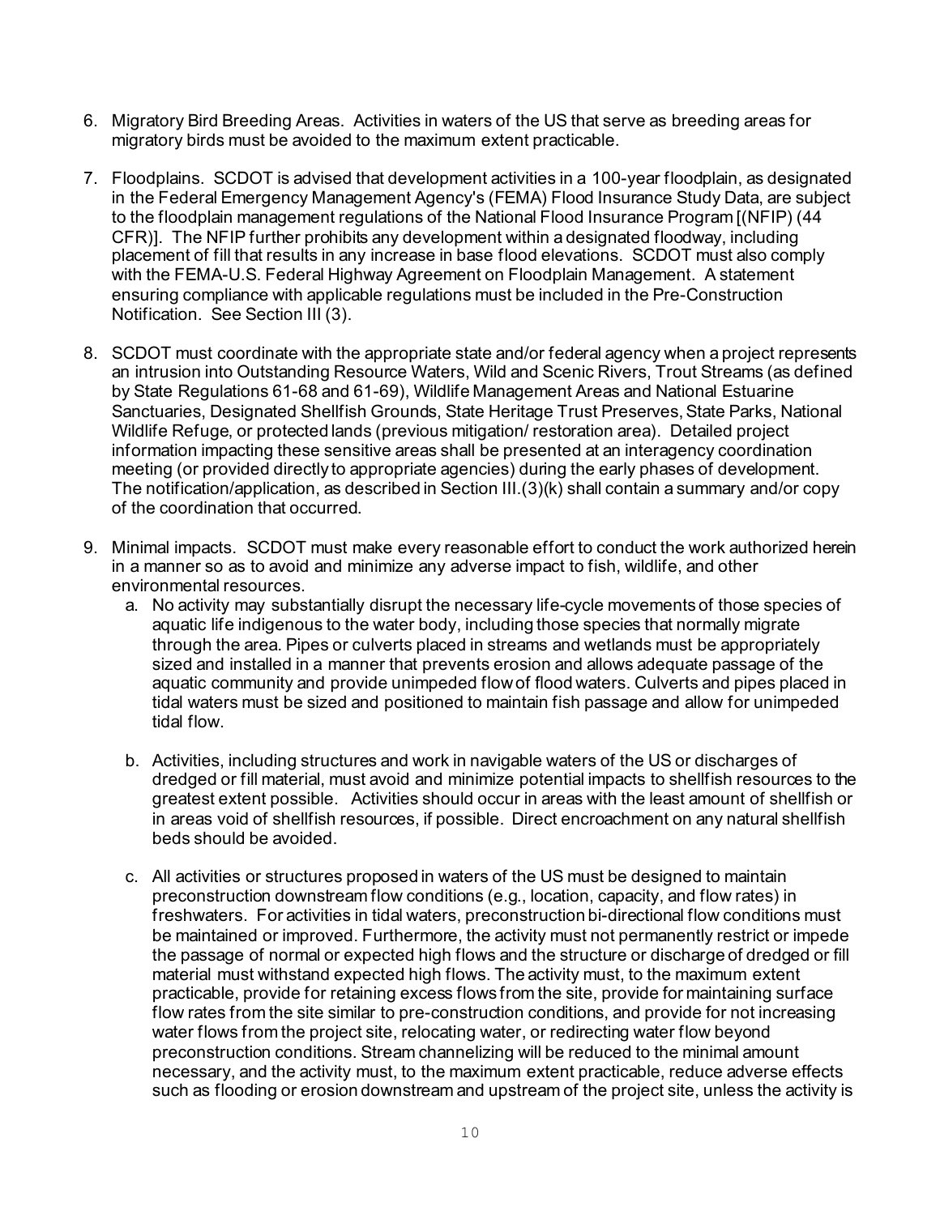6. Migratory Bird Breeding Areas. Activities in waters of the US that serve as breeding areas for migratory birds must be avoided to the maximum extent practicable.

7. Floodplains. SCDOT is advised that development activities in a 100-year floodplain, as designated in the Federal Emergency Management Agency's (FEMA) Flood Insurance Study Data, are subject to the floodplain management regulations of the National Flood Insurance Program [(NFIP) (44 CFR)]. The NFIP further prohibits any development within a designated floodway, including placement of fill that results in any increase in base flood elevations. SCDOT must also comply with the FEMA-U.S. Federal Highway Agreement on Floodplain Management. A statement ensuring compliance with applicable regulations must be included in the Pre-Construction Notification. See Section III (3).

8. SCDOT must coordinate with the appropriate state and/or federal agency when a project represents an intrusion into Outstanding Resource Waters, Wild and Scenic Rivers, Trout Streams (as defined by State Regulations 61-68 and 61-69), Wildlife Management Areas and National Estuarine Sanctuaries, Designated Shellfish Grounds, State Heritage Trust Preserves, State Parks, National Wildlife Refuge, or protected lands (previous mitigation/ restoration area). Detailed project information impacting these sensitive areas shall be presented at an interagency coordination meeting (or provided directly to appropriate agencies) during the early phases of development. The notification/application, as described in Section III.(3)(k) shall contain a summary and/or copy of the coordination that occurred.

9. Minimal impacts. SCDOT must make every reasonable effort to conduct the work authorized herein in a manner so as to avoid and minimize any adverse impact to fish, wildlife, and other environmental resources.
   a. No activity may substantially disrupt the necessary life-cycle movements of those species of aquatic life indigenous to the water body, including those species that normally migrate through the area. Pipes or culverts placed in streams and wetlands must be appropriately sized and installed in a manner that prevents erosion and allows adequate passage of the aquatic community and provide unimpeded flow of flood waters. Culverts and pipes placed in tidal waters must be sized and positioned to maintain fish passage and allow for unimpeded tidal flow.

   b. Activities, including structures and work in navigable waters of the US or discharges of dredged or fill material, must avoid and minimize potential impacts to shellfish resources to the greatest extent possible. Activities should occur in areas with the least amount of shellfish or in areas void of shellfish resources, if possible. Direct encroachment on any natural shellfish beds should be avoided.

   c. All activities or structures proposed in waters of the US must be designed to maintain preconstruction downstream flow conditions (e.g., location, capacity, and flow rates) in freshwaters. For activities in tidal waters, preconstruction bi-directional flow conditions must be maintained or improved. Furthermore, the activity must not permanently restrict or impede the passage of normal or expected high flows and the structure or discharge of dredged or fill material must withstand expected high flows. The activity must, to the maximum extent practicable, provide for retaining excess flows from the site, provide for maintaining surface flow rates from the site similar to pre-construction conditions, and provide for not increasing water flows from the project site, relocating water, or redirecting water flow beyond preconstruction conditions. Stream channelizing will be reduced to the minimal amount necessary, and the activity must, to the maximum extent practicable, reduce adverse effects such as flooding or erosion downstream and upstream of the project site, unless the activity is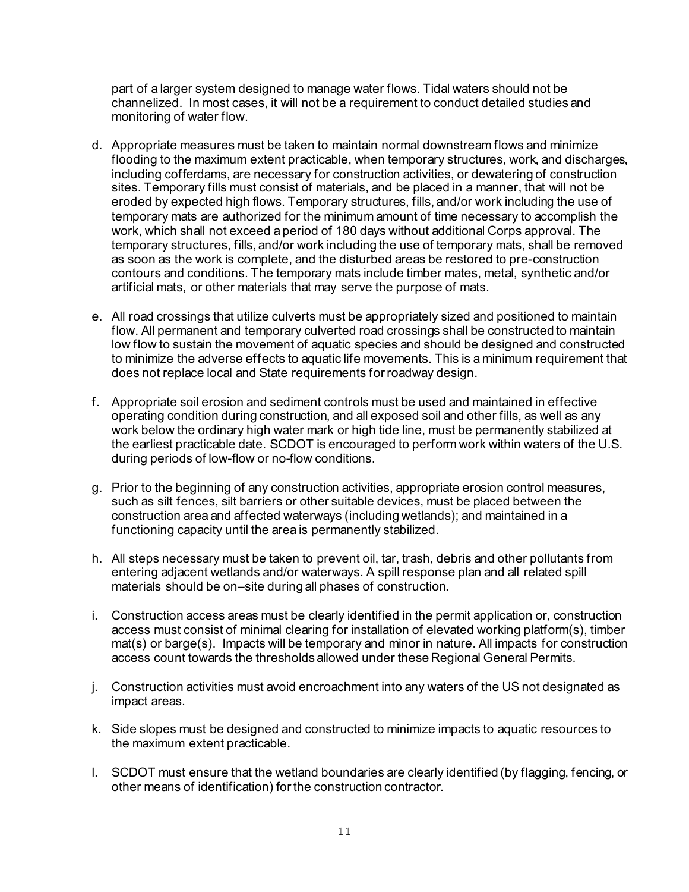part of a larger system designed to manage water flows. Tidal waters should not be channelized. In most cases, it will not be a requirement to conduct detailed studies and monitoring of water flow.

d. Appropriate measures must be taken to maintain normal downstream flows and minimize flooding to the maximum extent practicable, when temporary structures, work, and discharges, including cofferdams, are necessary for construction activities, or dewatering of construction sites. Temporary fills must consist of materials, and be placed in a manner, that will not be eroded by expected high flows. Temporary structures, fills, and/or work including the use of temporary mats are authorized for the minimum amount of time necessary to accomplish the work, which shall not exceed a period of 180 days without additional Corps approval. The temporary structures, fills, and/or work including the use of temporary mats, shall be removed as soon as the work is complete, and the disturbed areas be restored to pre-construction contours and conditions. The temporary mats include timber mates, metal, synthetic and/or artificial mats, or other materials that may serve the purpose of mats.

e. All road crossings that utilize culverts must be appropriately sized and positioned to maintain flow. All permanent and temporary culverted road crossings shall be constructed to maintain low flow to sustain the movement of aquatic species and should be designed and constructed to minimize the adverse effects to aquatic life movements. This is a minimum requirement that does not replace local and State requirements for roadway design.

f. Appropriate soil erosion and sediment controls must be used and maintained in effective operating condition during construction, and all exposed soil and other fills, as well as any work below the ordinary high water mark or high tide line, must be permanently stabilized at the earliest practicable date. SCDOT is encouraged to perform work within waters of the U.S. during periods of low-flow or no-flow conditions.

g. Prior to the beginning of any construction activities, appropriate erosion control measures, such as silt fences, silt barriers or other suitable devices, must be placed between the construction area and affected waterways (including wetlands); and maintained in a functioning capacity until the area is permanently stabilized.

h. All steps necessary must be taken to prevent oil, tar, trash, debris and other pollutants from entering adjacent wetlands and/or waterways. A spill response plan and all related spill materials should be on–site during all phases of construction.

i. Construction access areas must be clearly identified in the permit application or, construction access must consist of minimal clearing for installation of elevated working platform(s), timber mat(s) or barge(s). Impacts will be temporary and minor in nature. All impacts for construction access count towards the thresholds allowed under these Regional General Permits.

j. Construction activities must avoid encroachment into any waters of the US not designated as impact areas.

k. Side slopes must be designed and constructed to minimize impacts to aquatic resources to the maximum extent practicable.

l. SCDOT must ensure that the wetland boundaries are clearly identified (by flagging, fencing, or other means of identification) for the construction contractor.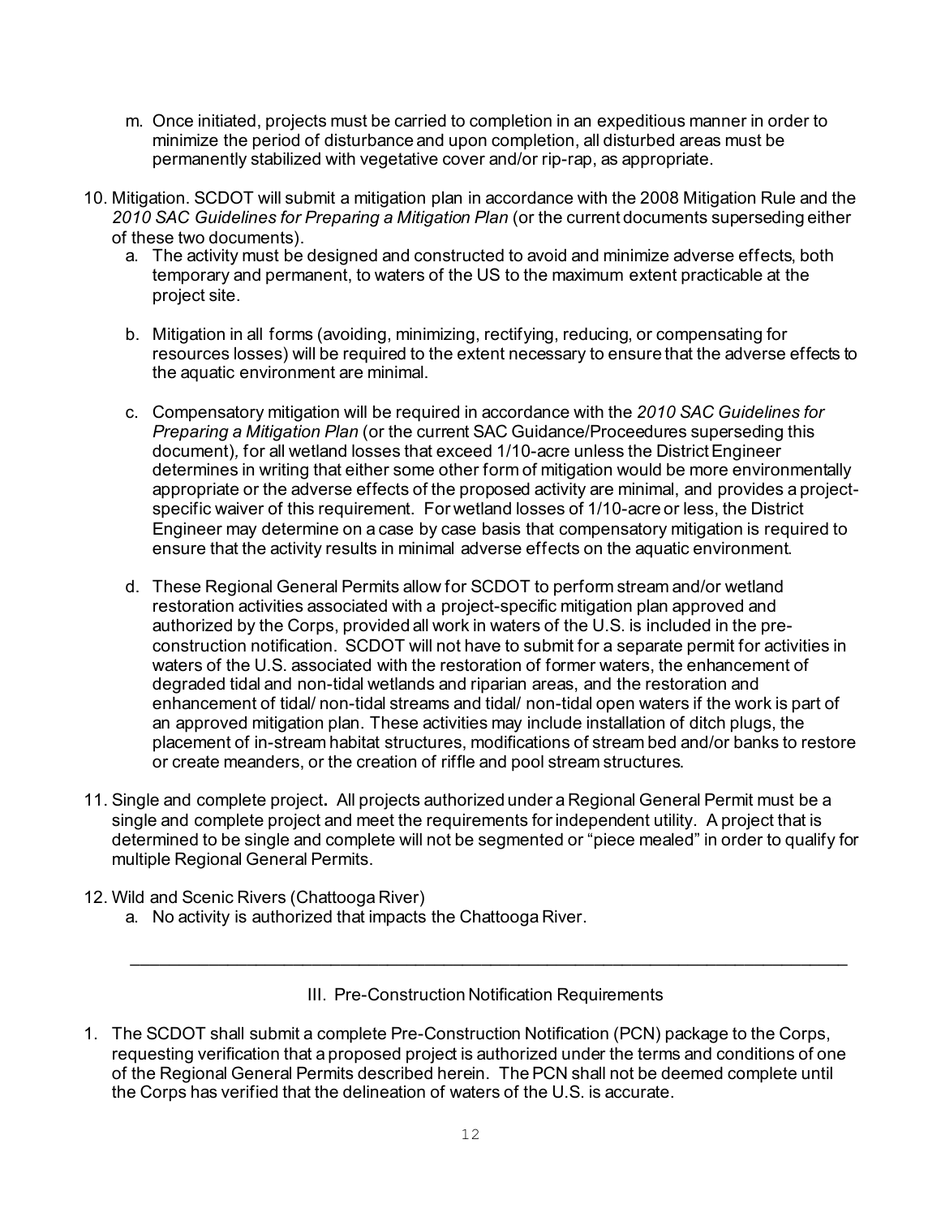m. Once initiated, projects must be carried to completion in an expeditious manner in order to minimize the period of disturbance and upon completion, all disturbed areas must be permanently stabilized with vegetative cover and/or rip-rap, as appropriate.

10. Mitigation. SCDOT will submit a mitigation plan in accordance with the 2008 Mitigation Rule and the *2010 SAC Guidelines for Preparing a Mitigation Plan* (or the current documents superseding either of these two documents).
    a. The activity must be designed and constructed to avoid and minimize adverse effects, both temporary and permanent, to waters of the US to the maximum extent practicable at the project site.

    b. Mitigation in all forms (avoiding, minimizing, rectifying, reducing, or compensating for resources losses) will be required to the extent necessary to ensure that the adverse effects to the aquatic environment are minimal.

    c. Compensatory mitigation will be required in accordance with the *2010 SAC Guidelines for Preparing a Mitigation Plan* (or the current SAC Guidance/Proceedures superseding this document), for all wetland losses that exceed 1/10-acre unless the District Engineer determines in writing that either some other form of mitigation would be more environmentally appropriate or the adverse effects of the proposed activity are minimal, and provides a project-specific waiver of this requirement. For wetland losses of 1/10-acre or less, the District Engineer may determine on a case by case basis that compensatory mitigation is required to ensure that the activity results in minimal adverse effects on the aquatic environment.

    d. These Regional General Permits allow for SCDOT to perform stream and/or wetland restoration activities associated with a project-specific mitigation plan approved and authorized by the Corps, provided all work in waters of the U.S. is included in the pre-construction notification. SCDOT will not have to submit for a separate permit for activities in waters of the U.S. associated with the restoration of former waters, the enhancement of degraded tidal and non-tidal wetlands and riparian areas, and the restoration and enhancement of tidal/ non-tidal streams and tidal/ non-tidal open waters if the work is part of an approved mitigation plan. These activities may include installation of ditch plugs, the placement of in-stream habitat structures, modifications of stream bed and/or banks to restore or create meanders, or the creation of riffle and pool stream structures.

11. Single and complete project**.** All projects authorized under a Regional General Permit must be a single and complete project and meet the requirements for independent utility. A project that is determined to be single and complete will not be segmented or "piece mealed" in order to qualify for multiple Regional General Permits.

12. Wild and Scenic Rivers (Chattooga River)
    a. No activity is authorized that impacts the Chattooga River.

---

## III. Pre-Construction Notification Requirements

1. The SCDOT shall submit a complete Pre-Construction Notification (PCN) package to the Corps, requesting verification that a proposed project is authorized under the terms and conditions of one of the Regional General Permits described herein. The PCN shall not be deemed complete until the Corps has verified that the delineation of waters of the U.S. is accurate.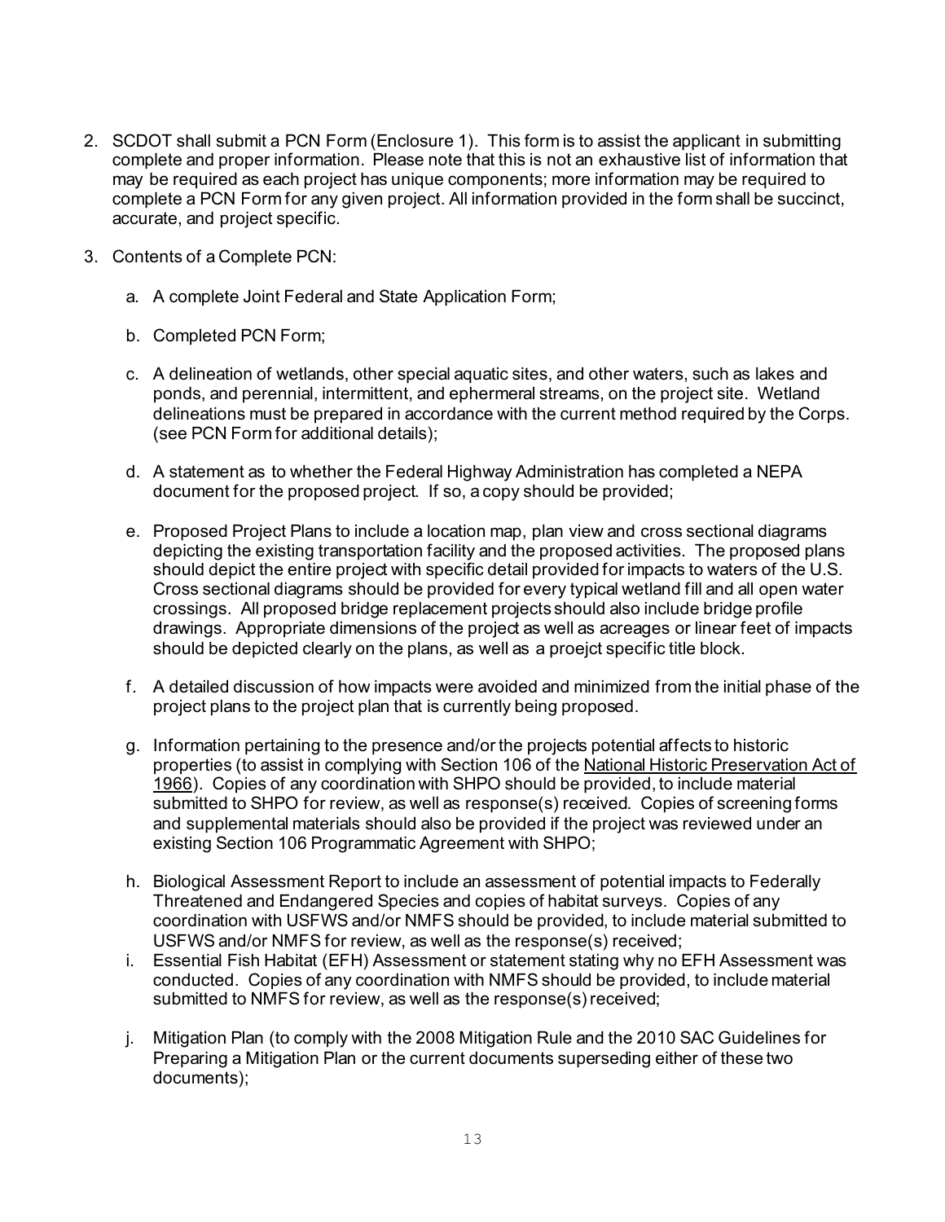2. SCDOT shall submit a PCN Form (Enclosure 1). This form is to assist the applicant in submitting complete and proper information. Please note that this is not an exhaustive list of information that may be required as each project has unique components; more information may be required to complete a PCN Form for any given project. All information provided in the form shall be succinct, accurate, and project specific.

3. Contents of a Complete PCN:

   a. A complete Joint Federal and State Application Form;

   b. Completed PCN Form;

   c. A delineation of wetlands, other special aquatic sites, and other waters, such as lakes and ponds, and perennial, intermittent, and ephermeral streams, on the project site. Wetland delineations must be prepared in accordance with the current method required by the Corps. (see PCN Form for additional details);

   d. A statement as to whether the Federal Highway Administration has completed a NEPA document for the proposed project. If so, a copy should be provided;

   e. Proposed Project Plans to include a location map, plan view and cross sectional diagrams depicting the existing transportation facility and the proposed activities. The proposed plans should depict the entire project with specific detail provided for impacts to waters of the U.S. Cross sectional diagrams should be provided for every typical wetland fill and all open water crossings. All proposed bridge replacement projects should also include bridge profile drawings. Appropriate dimensions of the project as well as acreages or linear feet of impacts should be depicted clearly on the plans, as well as a proejct specific title block.

   f. A detailed discussion of how impacts were avoided and minimized from the initial phase of the project plans to the project plan that is currently being proposed.

   g. Information pertaining to the presence and/or the projects potential affects to historic properties (to assist in complying with Section 106 of the National Historic Preservation Act of 1966). Copies of any coordination with SHPO should be provided, to include material submitted to SHPO for review, as well as response(s) received. Copies of screening forms and supplemental materials should also be provided if the project was reviewed under an existing Section 106 Programmatic Agreement with SHPO;

   h. Biological Assessment Report to include an assessment of potential impacts to Federally Threatened and Endangered Species and copies of habitat surveys. Copies of any coordination with USFWS and/or NMFS should be provided, to include material submitted to USFWS and/or NMFS for review, as well as the response(s) received;

   i. Essential Fish Habitat (EFH) Assessment or statement stating why no EFH Assessment was conducted. Copies of any coordination with NMFS should be provided, to include material submitted to NMFS for review, as well as the response(s) received;

   j. Mitigation Plan (to comply with the 2008 Mitigation Rule and the 2010 SAC Guidelines for Preparing a Mitigation Plan or the current documents superseding either of these two documents);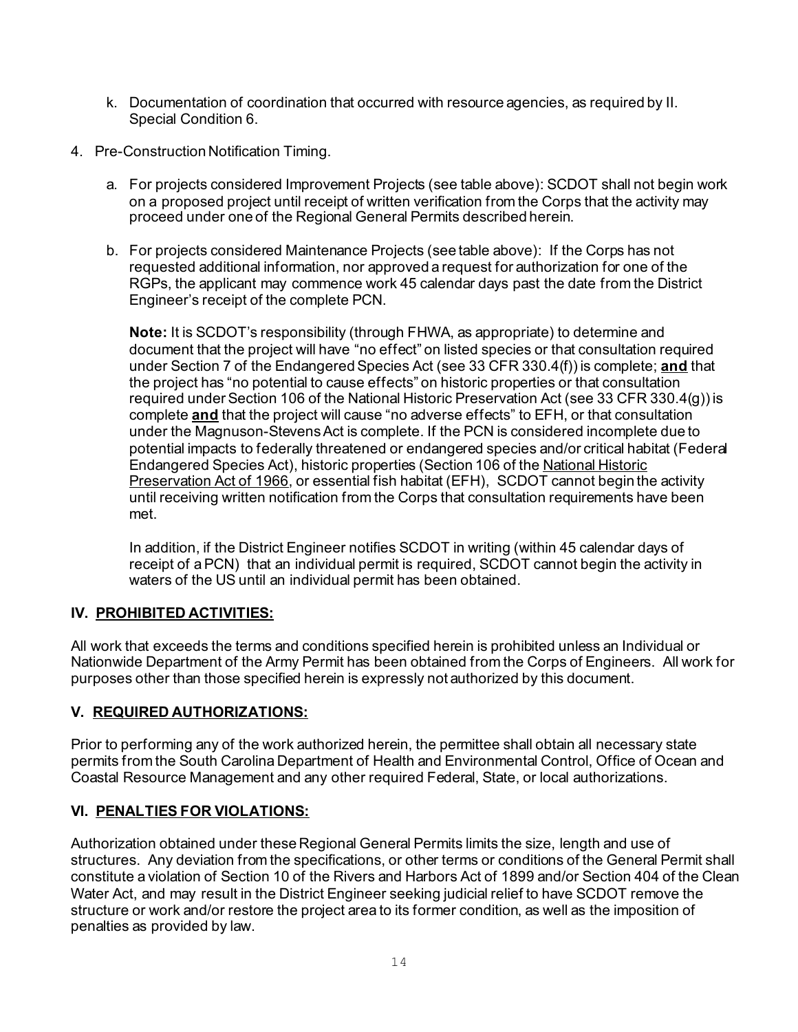k. Documentation of coordination that occurred with resource agencies, as required by II. Special Condition 6.

4. Pre-Construction Notification Timing.

   a. For projects considered Improvement Projects (see table above): SCDOT shall not begin work on a proposed project until receipt of written verification from the Corps that the activity may proceed under one of the Regional General Permits described herein.

   b. For projects considered Maintenance Projects (see table above): If the Corps has not requested additional information, nor approved a request for authorization for one of the RGPs, the applicant may commence work 45 calendar days past the date from the District Engineer's receipt of the complete PCN.

   **Note:** It is SCDOT's responsibility (through FHWA, as appropriate) to determine and document that the project will have "no effect" on listed species or that consultation required under Section 7 of the Endangered Species Act (see 33 CFR 330.4(f)) is complete; **and** that the project has "no potential to cause effects" on historic properties or that consultation required under Section 106 of the National Historic Preservation Act (see 33 CFR 330.4(g)) is complete **and** that the project will cause "no adverse effects" to EFH, or that consultation under the Magnuson-Stevens Act is complete. If the PCN is considered incomplete due to potential impacts to federally threatened or endangered species and/or critical habitat (Federal Endangered Species Act), historic properties (Section 106 of the National Historic Preservation Act of 1966, or essential fish habitat (EFH), SCDOT cannot begin the activity until receiving written notification from the Corps that consultation requirements have been met.

   In addition, if the District Engineer notifies SCDOT in writing (within 45 calendar days of receipt of a PCN) that an individual permit is required, SCDOT cannot begin the activity in waters of the US until an individual permit has been obtained.

## IV. PROHIBITED ACTIVITIES:

All work that exceeds the terms and conditions specified herein is prohibited unless an Individual or Nationwide Department of the Army Permit has been obtained from the Corps of Engineers. All work for purposes other than those specified herein is expressly not authorized by this document.

## V. REQUIRED AUTHORIZATIONS:

Prior to performing any of the work authorized herein, the permittee shall obtain all necessary state permits from the South Carolina Department of Health and Environmental Control, Office of Ocean and Coastal Resource Management and any other required Federal, State, or local authorizations.

## VI. PENALTIES FOR VIOLATIONS:

Authorization obtained under these Regional General Permits limits the size, length and use of structures. Any deviation from the specifications, or other terms or conditions of the General Permit shall constitute a violation of Section 10 of the Rivers and Harbors Act of 1899 and/or Section 404 of the Clean Water Act, and may result in the District Engineer seeking judicial relief to have SCDOT remove the structure or work and/or restore the project area to its former condition, as well as the imposition of penalties as provided by law.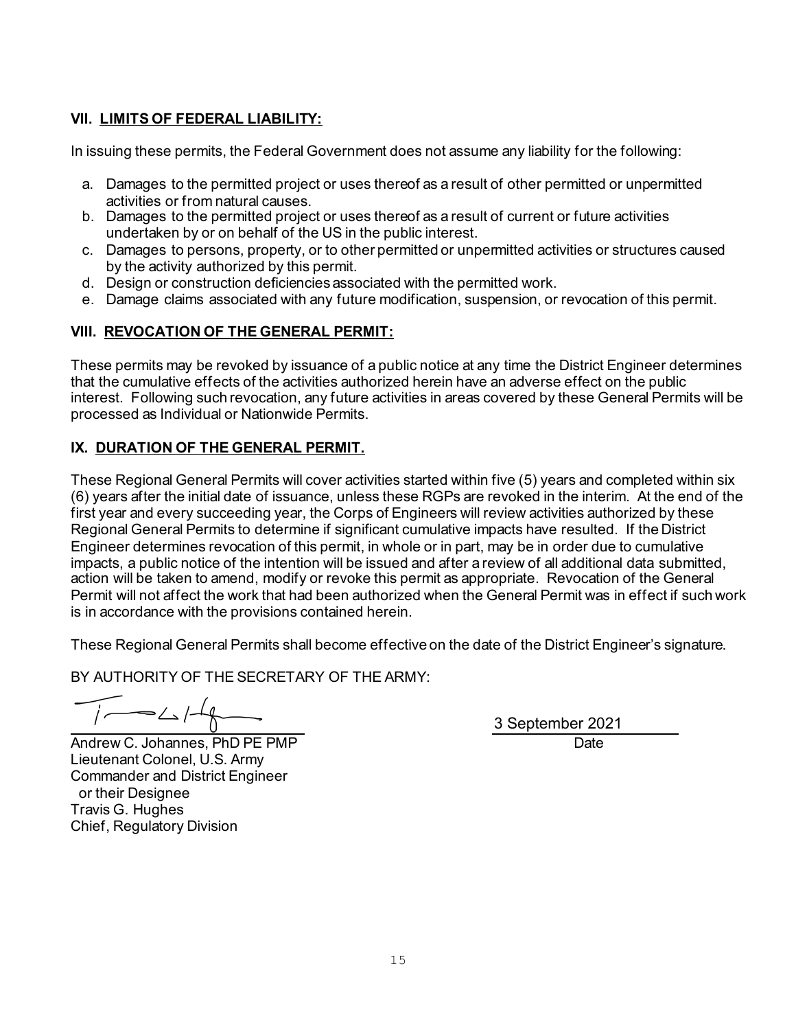### VII. LIMITS OF FEDERAL LIABILITY:

In issuing these permits, the Federal Government does not assume any liability for the following:

a. Damages to the permitted project or uses thereof as a result of other permitted or unpermitted activities or from natural causes.
b. Damages to the permitted project or uses thereof as a result of current or future activities undertaken by or on behalf of the US in the public interest.
c. Damages to persons, property, or to other permitted or unpermitted activities or structures caused by the activity authorized by this permit.
d. Design or construction deficiencies associated with the permitted work.
e. Damage claims associated with any future modification, suspension, or revocation of this permit.

### VIII. REVOCATION OF THE GENERAL PERMIT:

These permits may be revoked by issuance of a public notice at any time the District Engineer determines that the cumulative effects of the activities authorized herein have an adverse effect on the public interest. Following such revocation, any future activities in areas covered by these General Permits will be processed as Individual or Nationwide Permits.

### IX. DURATION OF THE GENERAL PERMIT.

These Regional General Permits will cover activities started within five (5) years and completed within six (6) years after the initial date of issuance, unless these RGPs are revoked in the interim. At the end of the first year and every succeeding year, the Corps of Engineers will review activities authorized by these Regional General Permits to determine if significant cumulative impacts have resulted. If the District Engineer determines revocation of this permit, in whole or in part, may be in order due to cumulative impacts, a public notice of the intention will be issued and after a review of all additional data submitted, action will be taken to amend, modify or revoke this permit as appropriate. Revocation of the General Permit will not affect the work that had been authorized when the General Permit was in effect if such work is in accordance with the provisions contained herein.

These Regional General Permits shall become effective on the date of the District Engineer's signature.

BY AUTHORITY OF THE SECRETARY OF THE ARMY:

Andrew C. Johannes, PhD PE PMP
Lieutenant Colonel, U.S. Army
Commander and District Engineer
or their Designee
Travis G. Hughes
Chief, Regulatory Division

3 September 2021
Date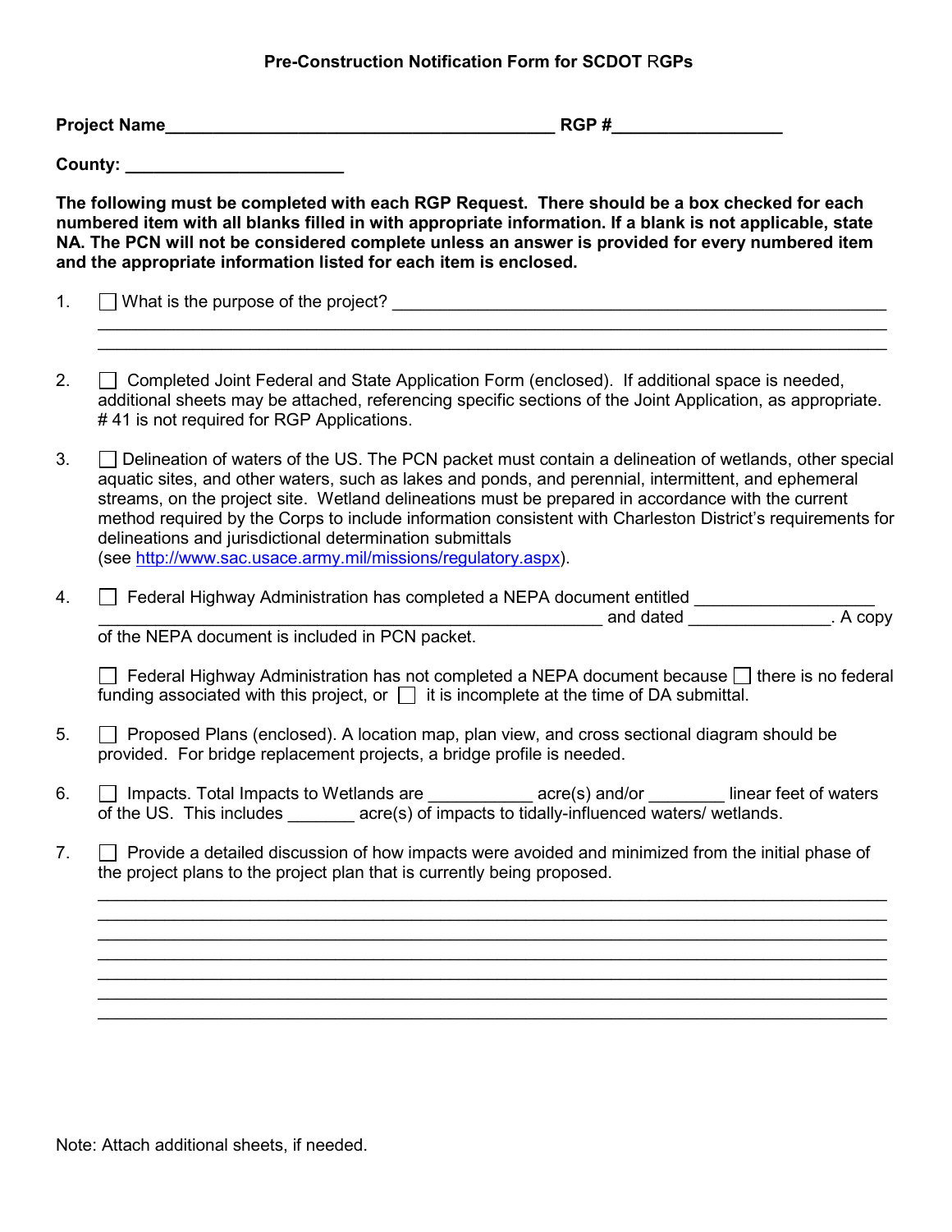## Pre-Construction Notification Form for SCDOT RGPs

**Project Name__________________________________________ RGP #_________________**

**County: ______________________**

**The following must be completed with each RGP Request. There should be a box checked for each numbered item with all blanks filled in with appropriate information. If a blank is not applicable, state NA. The PCN will not be considered complete unless an answer is provided for every numbered item and the appropriate information listed for each item is enclosed.**

1. ☐ What is the purpose of the project? ______________________________________________
   ________________________________________________________________________________
   ________________________________________________________________________________

2. ☐ Completed Joint Federal and State Application Form (enclosed). If additional space is needed, additional sheets may be attached, referencing specific sections of the Joint Application, as appropriate. # 41 is not required for RGP Applications.

3. ☐ Delineation of waters of the US. The PCN packet must contain a delineation of wetlands, other special aquatic sites, and other waters, such as lakes and ponds, and perennial, intermittent, and ephemeral streams, on the project site. Wetland delineations must be prepared in accordance with the current method required by the Corps to include information consistent with Charleston District's requirements for delineations and jurisdictional determination submittals (see [http://www.sac.usace.army.mil/missions/regulatory.aspx](http://www.sac.usace.army.mil/missions/regulatory.aspx)).

4. ☐ Federal Highway Administration has completed a NEPA document entitled ___________________ _____________________________________________________ and dated _______________. A copy of the NEPA document is included in PCN packet.

   ☐ Federal Highway Administration has not completed a NEPA document because ☐ there is no federal funding associated with this project, or ☐ it is incomplete at the time of DA submittal.

5. ☐ Proposed Plans (enclosed). A location map, plan view, and cross sectional diagram should be provided. For bridge replacement projects, a bridge profile is needed.

6. ☐ Impacts. Total Impacts to Wetlands are ___________ acre(s) and/or ________ linear feet of waters of the US. This includes _______ acre(s) of impacts to tidally-influenced waters/ wetlands.

7. ☐ Provide a detailed discussion of how impacts were avoided and minimized from the initial phase of the project plans to the project plan that is currently being proposed.
   ________________________________________________________________________________
   ________________________________________________________________________________
   ________________________________________________________________________________
   ________________________________________________________________________________
   ________________________________________________________________________________
   ________________________________________________________________________________
   ________________________________________________________________________________

Note: Attach additional sheets, if needed.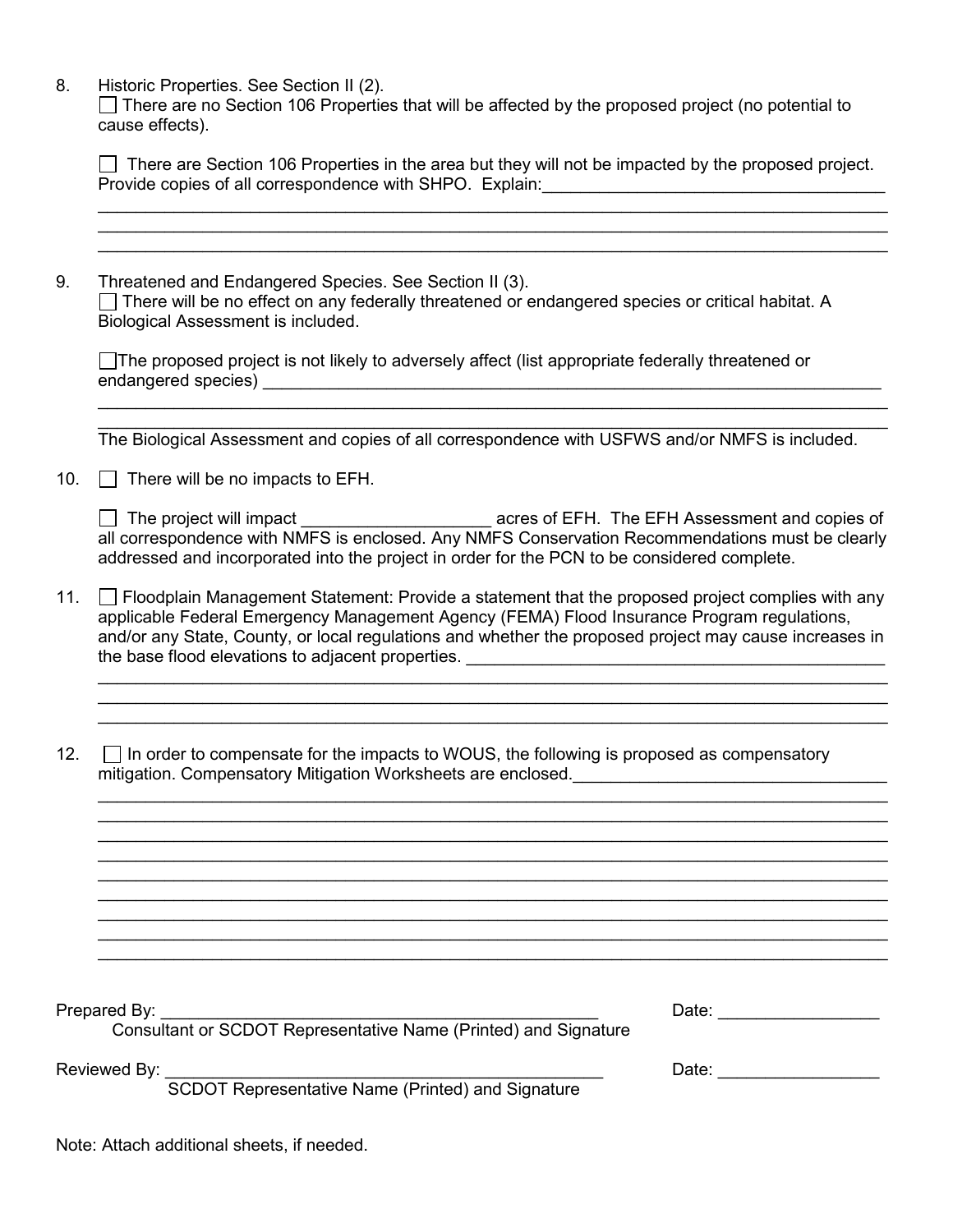8. Historic Properties. See Section II (2).

   ☐ There are no Section 106 Properties that will be affected by the proposed project (no potential to cause effects).

   ☐ There are Section 106 Properties in the area but they will not be impacted by the proposed project. Provide copies of all correspondence with SHPO. Explain:\_\_\_\_\_\_\_\_\_\_\_\_\_\_\_\_\_\_\_\_\_\_\_\_\_\_\_\_\_\_\_\_\_\_\_\_

9. Threatened and Endangered Species. See Section II (3).

   ☐ There will be no effect on any federally threatened or endangered species or critical habitat. A Biological Assessment is included.

   ☐The proposed project is not likely to adversely affect (list appropriate federally threatened or endangered species) \_\_\_\_\_\_\_\_\_\_\_\_\_\_\_\_\_\_\_\_\_\_\_\_\_\_\_\_\_\_\_\_\_\_\_\_\_\_\_\_\_\_\_\_\_\_\_\_\_\_\_\_\_\_\_\_\_\_\_\_\_\_\_\_\_\_\_\_

   The Biological Assessment and copies of all correspondence with USFWS and/or NMFS is included.

10. ☐ There will be no impacts to EFH.

    ☐ The project will impact \_\_\_\_\_\_\_\_\_\_\_\_\_\_\_\_\_\_\_\_ acres of EFH. The EFH Assessment and copies of all correspondence with NMFS is enclosed. Any NMFS Conservation Recommendations must be clearly addressed and incorporated into the project in order for the PCN to be considered complete.

11. ☐ Floodplain Management Statement: Provide a statement that the proposed project complies with any applicable Federal Emergency Management Agency (FEMA) Flood Insurance Program regulations, and/or any State, County, or local regulations and whether the proposed project may cause increases in the base flood elevations to adjacent properties. \_\_\_\_\_\_\_\_\_\_\_\_\_\_\_\_\_\_\_\_\_\_\_\_\_\_\_\_\_\_\_\_\_\_\_\_\_\_\_\_\_\_\_\_\_\_

12. ☐ In order to compensate for the impacts to WOUS, the following is proposed as compensatory mitigation. Compensatory Mitigation Worksheets are enclosed.\_\_\_\_\_\_\_\_\_\_\_\_\_\_\_\_\_\_\_\_\_\_\_\_\_\_\_\_\_\_\_\_\_\_

Prepared By: \_\_\_\_\_\_\_\_\_\_\_\_\_\_\_\_\_\_\_\_\_\_\_\_\_\_\_\_\_\_\_\_\_\_\_\_\_\_\_\_\_\_\_\_\_\_\_\_ Date: \_\_\_\_\_\_\_\_\_\_\_\_\_\_\_\_\_

Consultant or SCDOT Representative Name (Printed) and Signature

Reviewed By: \_\_\_\_\_\_\_\_\_\_\_\_\_\_\_\_\_\_\_\_\_\_\_\_\_\_\_\_\_\_\_\_\_\_\_\_\_\_\_\_\_\_\_\_\_\_\_\_ Date: \_\_\_\_\_\_\_\_\_\_\_\_\_\_\_\_\_

SCDOT Representative Name (Printed) and Signature

Note: Attach additional sheets, if needed.